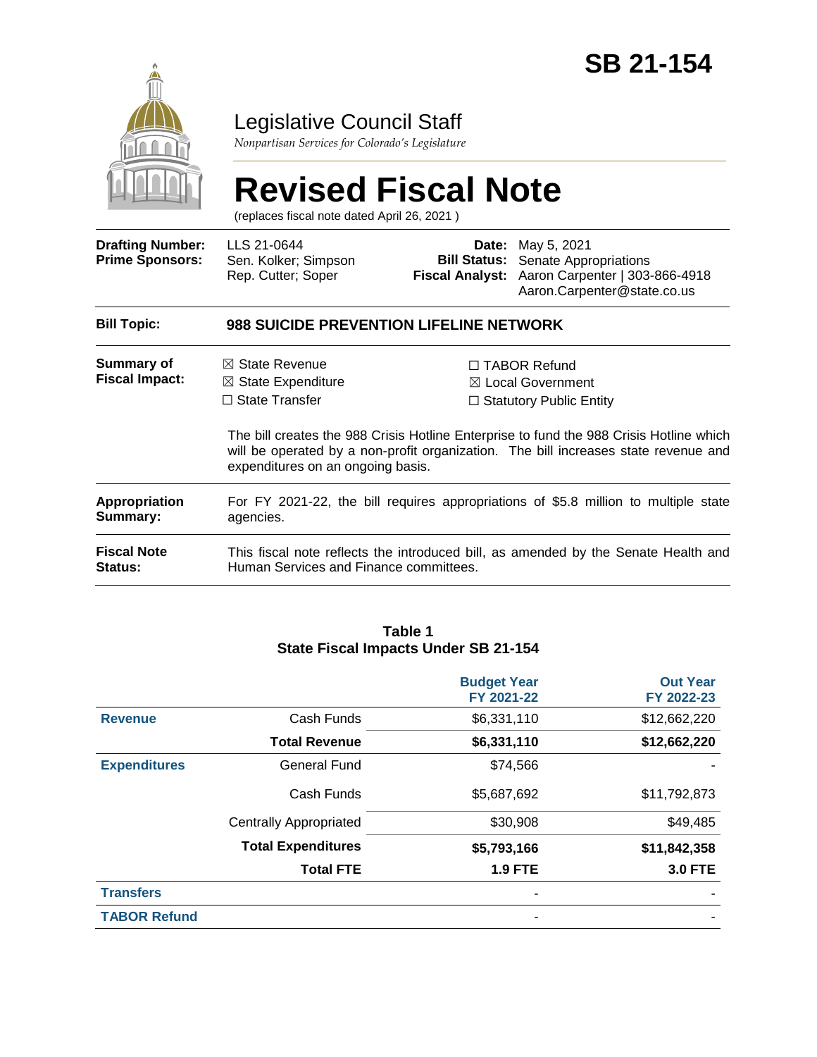# SB 21-154

## Legislative Council Staff

*Nonpartisan Services for Colorado's Legislature*

# Revised Fiscal Note

(replaces fiscal note dated April 26, 2021 )

| | | | |
|---|---|---|---|
| **Drafting Number:** | LLS 21-0644 | **Date:** | May 5, 2021 |
| **Prime Sponsors:** | Sen. Kolker; Simpson<br>Rep. Cutter; Soper | **Bill Status:** | Senate Appropriations |
| | | **Fiscal Analyst:** | Aaron Carpenter \| 303-866-4918<br>Aaron.Carpenter@state.co.us |

**Bill Topic:** **988 SUICIDE PREVENTION LIFELINE NETWORK**

**Summary of Fiscal Impact:**

- ☒ State Revenue
- ☒ State Expenditure
- ☐ State Transfer
- ☐ TABOR Refund
- ☒ Local Government
- ☐ Statutory Public Entity

The bill creates the 988 Crisis Hotline Enterprise to fund the 988 Crisis Hotline which will be operated by a non-profit organization. The bill increases state revenue and expenditures on an ongoing basis.

**Appropriation Summary:** For FY 2021-22, the bill requires appropriations of $5.8 million to multiple state agencies.

**Fiscal Note Status:** This fiscal note reflects the introduced bill, as amended by the Senate Health and Human Services and Finance committees.

**Table 1**
**State Fiscal Impacts Under SB 21-154**

| | | Budget Year FY 2021-22 | Out Year FY 2022-23 |
|---|---|---|---|
| **Revenue** | Cash Funds | $6,331,110 | $12,662,220 |
| | **Total Revenue** | **$6,331,110** | **$12,662,220** |
| **Expenditures** | General Fund | $74,566 | - |
| | Cash Funds | $5,687,692 | $11,792,873 |
| | Centrally Appropriated | $30,908 | $49,485 |
| | **Total Expenditures** | **$5,793,166** | **$11,842,358** |
| | **Total FTE** | **1.9 FTE** | **3.0 FTE** |
| **Transfers** | | - | - |
| **TABOR Refund** | | - | - |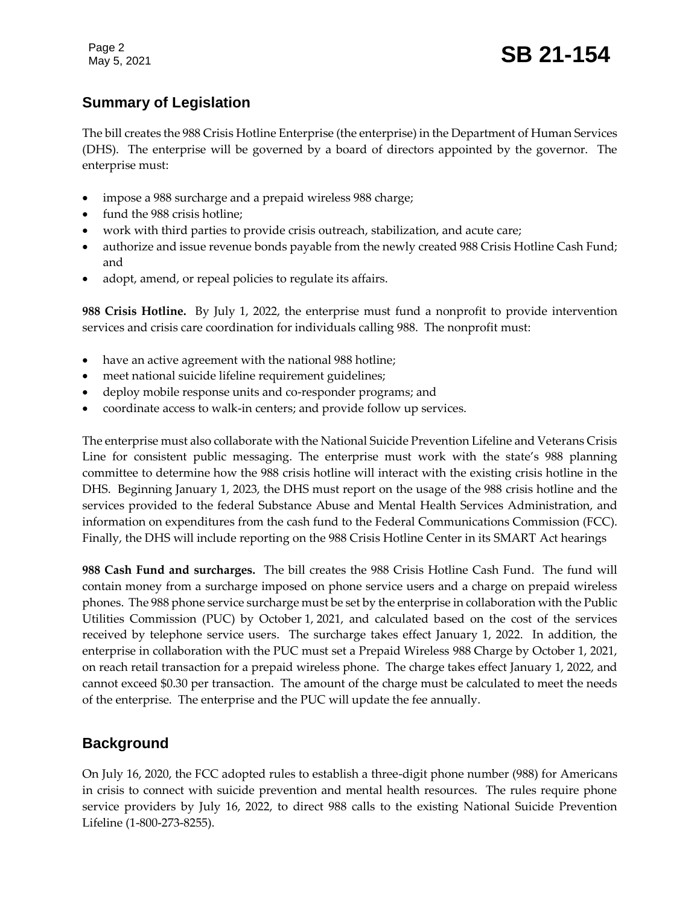## Summary of Legislation

The bill creates the 988 Crisis Hotline Enterprise (the enterprise) in the Department of Human Services (DHS). The enterprise will be governed by a board of directors appointed by the governor. The enterprise must:

- impose a 988 surcharge and a prepaid wireless 988 charge;
- fund the 988 crisis hotline;
- work with third parties to provide crisis outreach, stabilization, and acute care;
- authorize and issue revenue bonds payable from the newly created 988 Crisis Hotline Cash Fund; and
- adopt, amend, or repeal policies to regulate its affairs.

**988 Crisis Hotline.** By July 1, 2022, the enterprise must fund a nonprofit to provide intervention services and crisis care coordination for individuals calling 988. The nonprofit must:

- have an active agreement with the national 988 hotline;
- meet national suicide lifeline requirement guidelines;
- deploy mobile response units and co-responder programs; and
- coordinate access to walk-in centers; and provide follow up services.

The enterprise must also collaborate with the National Suicide Prevention Lifeline and Veterans Crisis Line for consistent public messaging. The enterprise must work with the state's 988 planning committee to determine how the 988 crisis hotline will interact with the existing crisis hotline in the DHS. Beginning January 1, 2023, the DHS must report on the usage of the 988 crisis hotline and the services provided to the federal Substance Abuse and Mental Health Services Administration, and information on expenditures from the cash fund to the Federal Communications Commission (FCC). Finally, the DHS will include reporting on the 988 Crisis Hotline Center in its SMART Act hearings

**988 Cash Fund and surcharges.** The bill creates the 988 Crisis Hotline Cash Fund. The fund will contain money from a surcharge imposed on phone service users and a charge on prepaid wireless phones. The 988 phone service surcharge must be set by the enterprise in collaboration with the Public Utilities Commission (PUC) by October 1, 2021, and calculated based on the cost of the services received by telephone service users. The surcharge takes effect January 1, 2022. In addition, the enterprise in collaboration with the PUC must set a Prepaid Wireless 988 Charge by October 1, 2021, on reach retail transaction for a prepaid wireless phone. The charge takes effect January 1, 2022, and cannot exceed $0.30 per transaction. The amount of the charge must be calculated to meet the needs of the enterprise. The enterprise and the PUC will update the fee annually.

## Background

On July 16, 2020, the FCC adopted rules to establish a three-digit phone number (988) for Americans in crisis to connect with suicide prevention and mental health resources. The rules require phone service providers by July 16, 2022, to direct 988 calls to the existing National Suicide Prevention Lifeline (1-800-273-8255).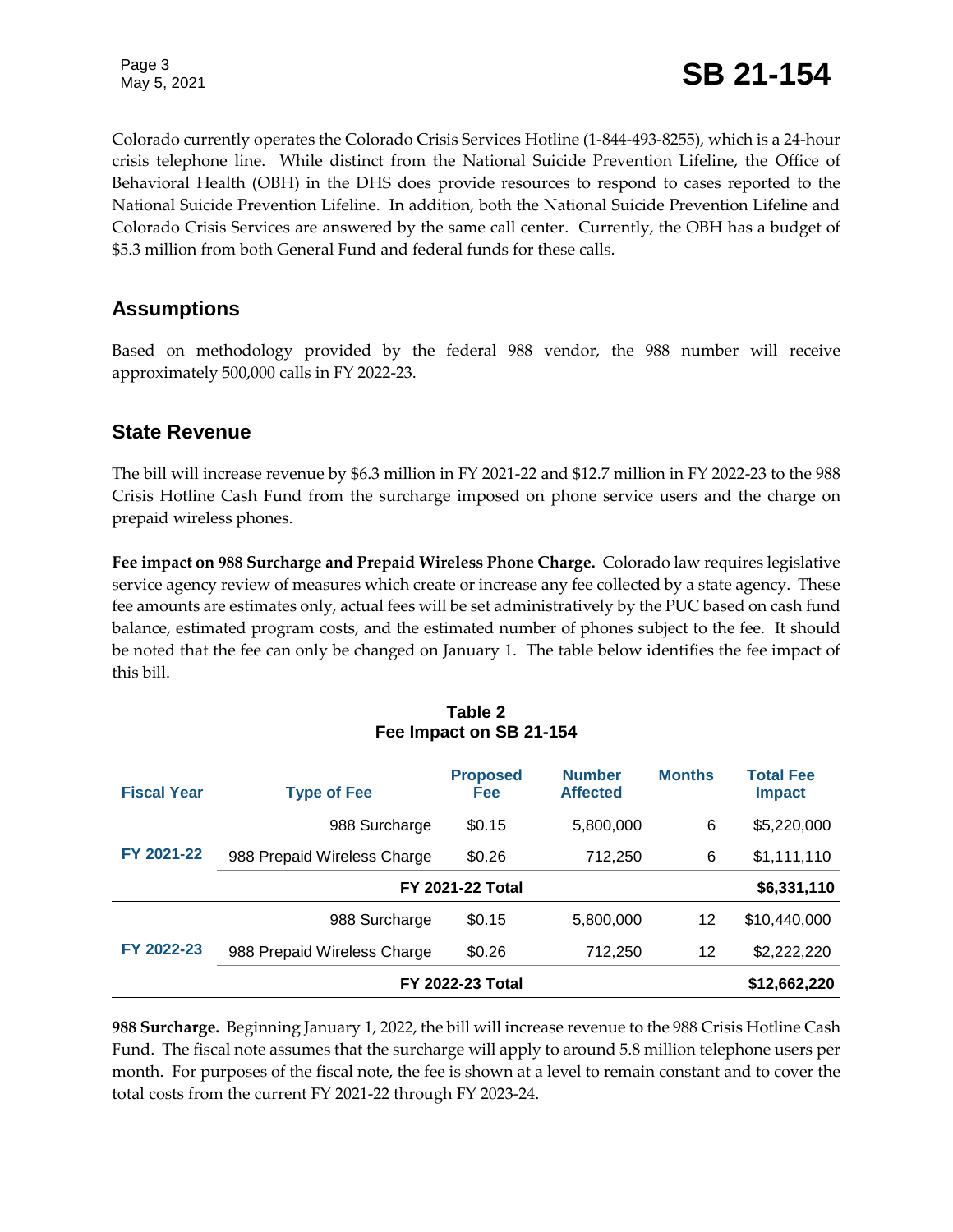Colorado currently operates the Colorado Crisis Services Hotline (1-844-493-8255), which is a 24-hour crisis telephone line. While distinct from the National Suicide Prevention Lifeline, the Office of Behavioral Health (OBH) in the DHS does provide resources to respond to cases reported to the National Suicide Prevention Lifeline. In addition, both the National Suicide Prevention Lifeline and Colorado Crisis Services are answered by the same call center. Currently, the OBH has a budget of $5.3 million from both General Fund and federal funds for these calls.

## Assumptions

Based on methodology provided by the federal 988 vendor, the 988 number will receive approximately 500,000 calls in FY 2022-23.

## State Revenue

The bill will increase revenue by $6.3 million in FY 2021-22 and $12.7 million in FY 2022-23 to the 988 Crisis Hotline Cash Fund from the surcharge imposed on phone service users and the charge on prepaid wireless phones.

**Fee impact on 988 Surcharge and Prepaid Wireless Phone Charge.** Colorado law requires legislative service agency review of measures which create or increase any fee collected by a state agency. These fee amounts are estimates only, actual fees will be set administratively by the PUC based on cash fund balance, estimated program costs, and the estimated number of phones subject to the fee. It should be noted that the fee can only be changed on January 1. The table below identifies the fee impact of this bill.

**Table 2**
**Fee Impact on SB 21-154**

| Fiscal Year | Type of Fee | Proposed Fee | Number Affected | Months | Total Fee Impact |
|---|---|---|---|---|---|
| FY 2021-22 | 988 Surcharge | $0.15 | 5,800,000 | 6 | $5,220,000 |
| | 988 Prepaid Wireless Charge | $0.26 | 712,250 | 6 | $1,111,110 |
| | **FY 2021-22 Total** | | | | **$6,331,110** |
| FY 2022-23 | 988 Surcharge | $0.15 | 5,800,000 | 12 | $10,440,000 |
| | 988 Prepaid Wireless Charge | $0.26 | 712,250 | 12 | $2,222,220 |
| | **FY 2022-23 Total** | | | | **$12,662,220** |

**988 Surcharge.** Beginning January 1, 2022, the bill will increase revenue to the 988 Crisis Hotline Cash Fund. The fiscal note assumes that the surcharge will apply to around 5.8 million telephone users per month. For purposes of the fiscal note, the fee is shown at a level to remain constant and to cover the total costs from the current FY 2021-22 through FY 2023-24.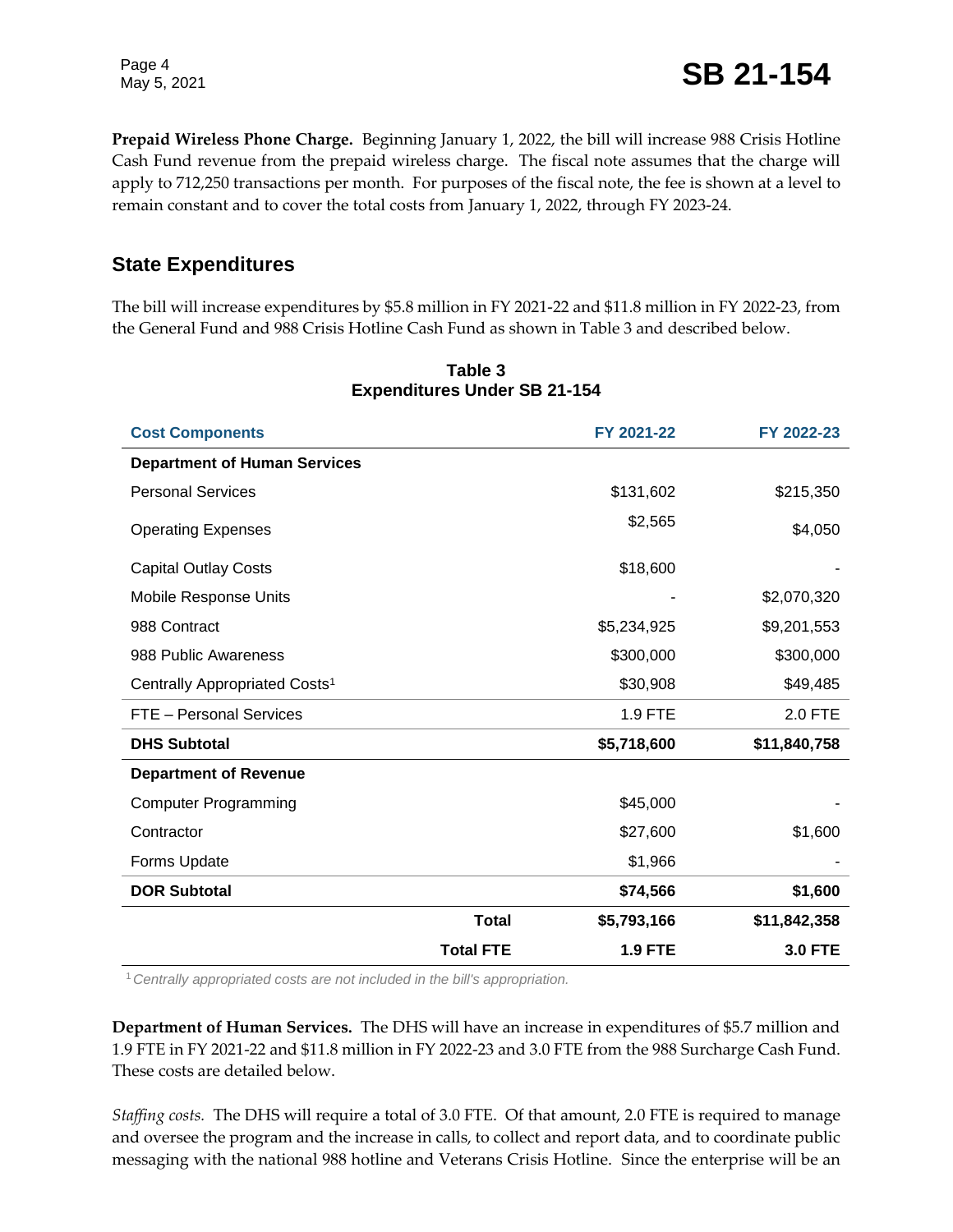**Prepaid Wireless Phone Charge.** Beginning January 1, 2022, the bill will increase 988 Crisis Hotline Cash Fund revenue from the prepaid wireless charge. The fiscal note assumes that the charge will apply to 712,250 transactions per month. For purposes of the fiscal note, the fee is shown at a level to remain constant and to cover the total costs from January 1, 2022, through FY 2023-24.

## State Expenditures

The bill will increase expenditures by $5.8 million in FY 2021-22 and $11.8 million in FY 2022-23, from the General Fund and 988 Crisis Hotline Cash Fund as shown in Table 3 and described below.

**Table 3**
**Expenditures Under SB 21-154**

| Cost Components | FY 2021-22 | FY 2022-23 |
|---|---|---|
| **Department of Human Services** | | |
| Personal Services | $131,602 | $215,350 |
| Operating Expenses | $2,565 | $4,050 |
| Capital Outlay Costs | $18,600 | - |
| Mobile Response Units | - | $2,070,320 |
| 988 Contract | $5,234,925 | $9,201,553 |
| 988 Public Awareness | $300,000 | $300,000 |
| Centrally Appropriated Costs[1] | $30,908 | $49,485 |
| FTE – Personal Services | 1.9 FTE | 2.0 FTE |
| **DHS Subtotal** | **$5,718,600** | **$11,840,758** |
| **Department of Revenue** | | |
| Computer Programming | $45,000 | - |
| Contractor | $27,600 | $1,600 |
| Forms Update | $1,966 | - |
| **DOR Subtotal** | **$74,566** | **$1,600** |
| **Total** | **$5,793,166** | **$11,842,358** |
| **Total FTE** | **1.9 FTE** | **3.0 FTE** |

[1] *Centrally appropriated costs are not included in the bill's appropriation.*

**Department of Human Services.** The DHS will have an increase in expenditures of $5.7 million and 1.9 FTE in FY 2021-22 and $11.8 million in FY 2022-23 and 3.0 FTE from the 988 Surcharge Cash Fund. These costs are detailed below.

*Staffing costs.* The DHS will require a total of 3.0 FTE. Of that amount, 2.0 FTE is required to manage and oversee the program and the increase in calls, to collect and report data, and to coordinate public messaging with the national 988 hotline and Veterans Crisis Hotline. Since the enterprise will be an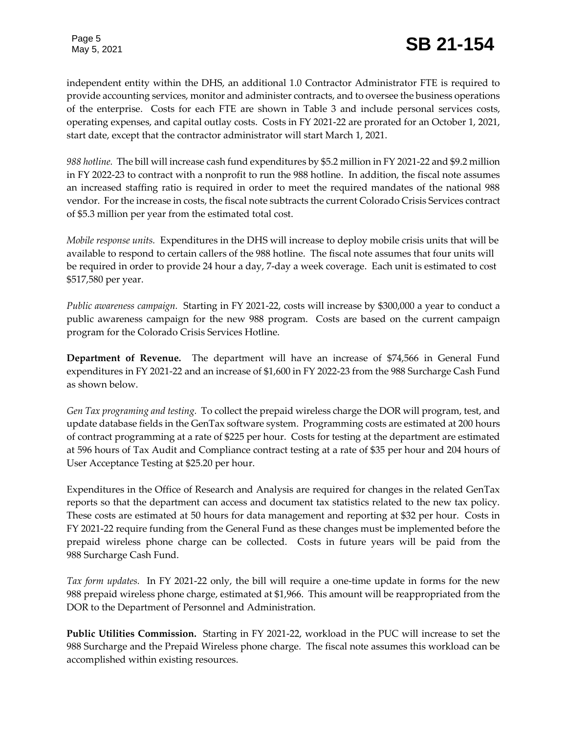independent entity within the DHS, an additional 1.0 Contractor Administrator FTE is required to provide accounting services, monitor and administer contracts, and to oversee the business operations of the enterprise. Costs for each FTE are shown in Table 3 and include personal services costs, operating expenses, and capital outlay costs. Costs in FY 2021-22 are prorated for an October 1, 2021, start date, except that the contractor administrator will start March 1, 2021.

*988 hotline.* The bill will increase cash fund expenditures by $5.2 million in FY 2021-22 and $9.2 million in FY 2022-23 to contract with a nonprofit to run the 988 hotline. In addition, the fiscal note assumes an increased staffing ratio is required in order to meet the required mandates of the national 988 vendor. For the increase in costs, the fiscal note subtracts the current Colorado Crisis Services contract of $5.3 million per year from the estimated total cost.

*Mobile response units.* Expenditures in the DHS will increase to deploy mobile crisis units that will be available to respond to certain callers of the 988 hotline. The fiscal note assumes that four units will be required in order to provide 24 hour a day, 7-day a week coverage. Each unit is estimated to cost $517,580 per year.

*Public awareness campaign.* Starting in FY 2021-22, costs will increase by $300,000 a year to conduct a public awareness campaign for the new 988 program. Costs are based on the current campaign program for the Colorado Crisis Services Hotline.

**Department of Revenue.** The department will have an increase of $74,566 in General Fund expenditures in FY 2021-22 and an increase of $1,600 in FY 2022-23 from the 988 Surcharge Cash Fund as shown below.

*Gen Tax programing and testing.* To collect the prepaid wireless charge the DOR will program, test, and update database fields in the GenTax software system. Programming costs are estimated at 200 hours of contract programming at a rate of $225 per hour. Costs for testing at the department are estimated at 596 hours of Tax Audit and Compliance contract testing at a rate of $35 per hour and 204 hours of User Acceptance Testing at $25.20 per hour.

Expenditures in the Office of Research and Analysis are required for changes in the related GenTax reports so that the department can access and document tax statistics related to the new tax policy. These costs are estimated at 50 hours for data management and reporting at $32 per hour. Costs in FY 2021-22 require funding from the General Fund as these changes must be implemented before the prepaid wireless phone charge can be collected. Costs in future years will be paid from the 988 Surcharge Cash Fund.

*Tax form updates.* In FY 2021-22 only, the bill will require a one-time update in forms for the new 988 prepaid wireless phone charge, estimated at $1,966. This amount will be reappropriated from the DOR to the Department of Personnel and Administration.

**Public Utilities Commission.** Starting in FY 2021-22, workload in the PUC will increase to set the 988 Surcharge and the Prepaid Wireless phone charge. The fiscal note assumes this workload can be accomplished within existing resources.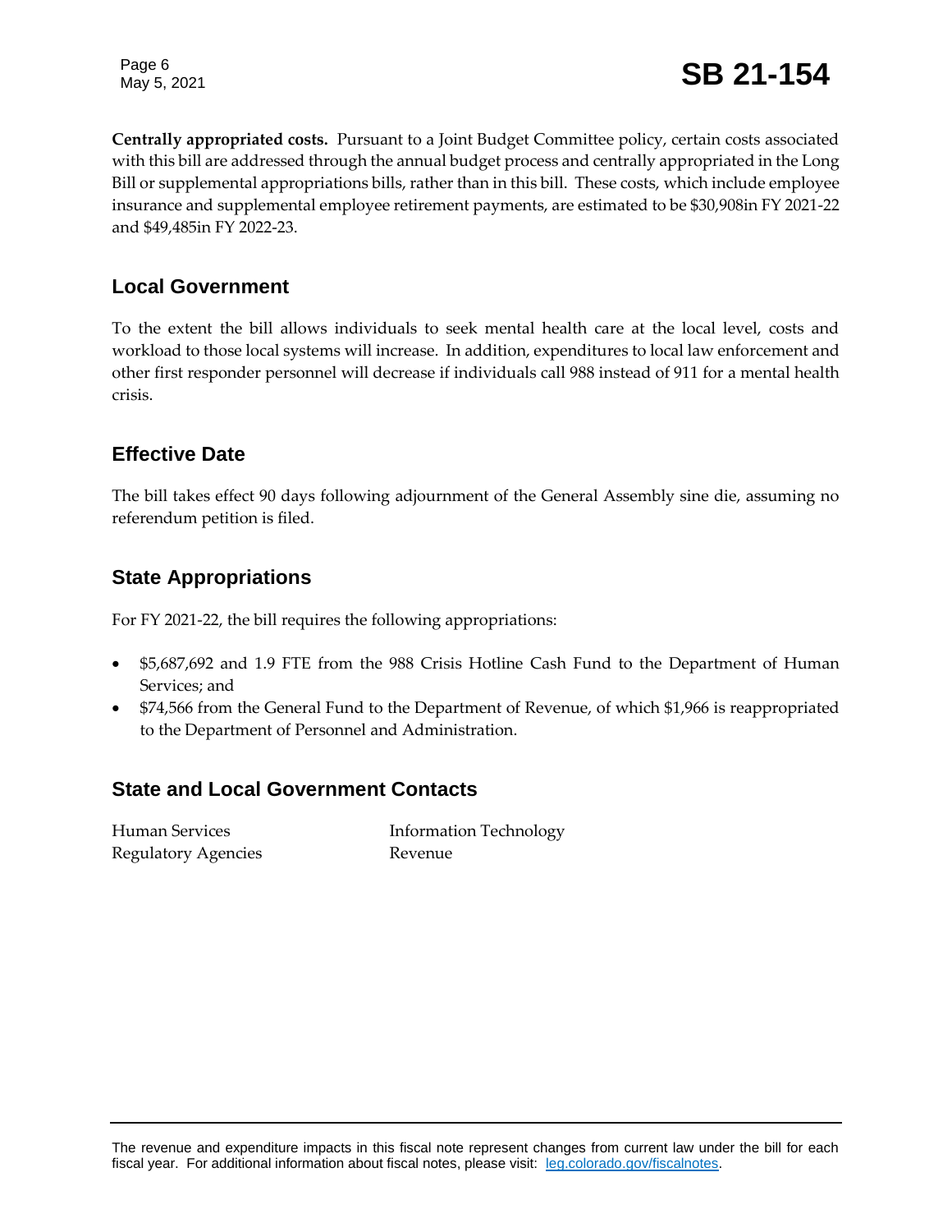**Centrally appropriated costs.** Pursuant to a Joint Budget Committee policy, certain costs associated with this bill are addressed through the annual budget process and centrally appropriated in the Long Bill or supplemental appropriations bills, rather than in this bill. These costs, which include employee insurance and supplemental employee retirement payments, are estimated to be $30,908in FY 2021-22 and $49,485in FY 2022-23.

## Local Government

To the extent the bill allows individuals to seek mental health care at the local level, costs and workload to those local systems will increase. In addition, expenditures to local law enforcement and other first responder personnel will decrease if individuals call 988 instead of 911 for a mental health crisis.

## Effective Date

The bill takes effect 90 days following adjournment of the General Assembly sine die, assuming no referendum petition is filed.

## State Appropriations

For FY 2021-22, the bill requires the following appropriations:

- $5,687,692 and 1.9 FTE from the 988 Crisis Hotline Cash Fund to the Department of Human Services; and
- $74,566 from the General Fund to the Department of Revenue, of which $1,966 is reappropriated to the Department of Personnel and Administration.

## State and Local Government Contacts

| | |
|---|---|
| Human Services | Information Technology |
| Regulatory Agencies | Revenue |

The revenue and expenditure impacts in this fiscal note represent changes from current law under the bill for each fiscal year. For additional information about fiscal notes, please visit: leg.colorado.gov/fiscalnotes.